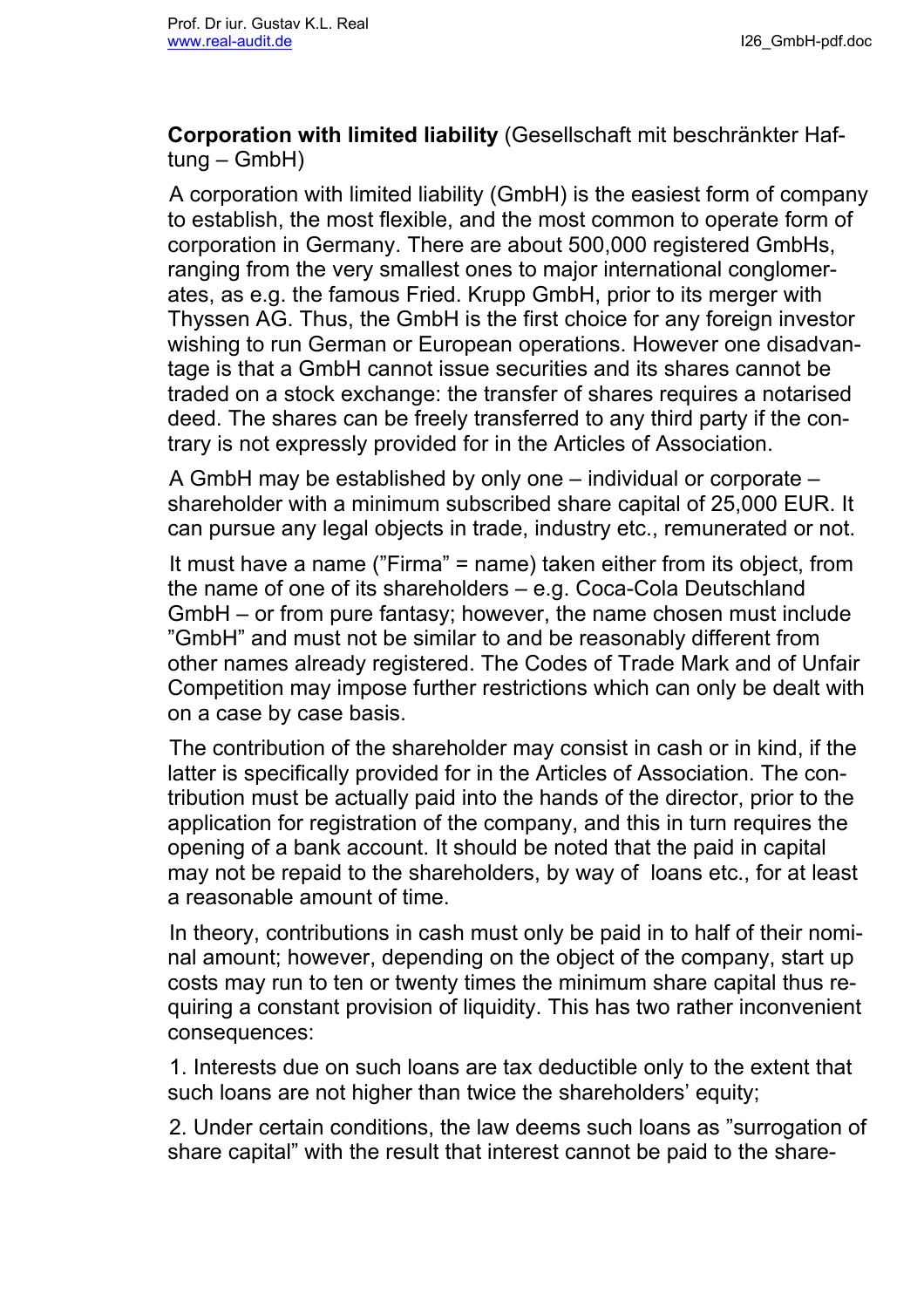**Corporation with limited liability** (Gesellschaft mit beschränkter Haftung – GmbH)

A corporation with limited liability (GmbH) is the easiest form of company to establish, the most flexible, and the most common to operate form of corporation in Germany. There are about 500,000 registered GmbHs, ranging from the very smallest ones to major international conglomerates, as e.g. the famous Fried. Krupp GmbH, prior to its merger with Thyssen AG. Thus, the GmbH is the first choice for any foreign investor wishing to run German or European operations. However one disadvantage is that a GmbH cannot issue securities and its shares cannot be traded on a stock exchange: the transfer of shares requires a notarised deed. The shares can be freely transferred to any third party if the contrary is not expressly provided for in the Articles of Association.

A GmbH may be established by only one – individual or corporate – shareholder with a minimum subscribed share capital of 25,000 EUR. It can pursue any legal objects in trade, industry etc., remunerated or not.

It must have a name ("Firma" = name) taken either from its object, from the name of one of its shareholders – e.g. Coca-Cola Deutschland GmbH – or from pure fantasy; however, the name chosen must include "GmbH" and must not be similar to and be reasonably different from other names already registered. The Codes of Trade Mark and of Unfair Competition may impose further restrictions which can only be dealt with on a case by case basis.

The contribution of the shareholder may consist in cash or in kind, if the latter is specifically provided for in the Articles of Association. The contribution must be actually paid into the hands of the director, prior to the application for registration of the company, and this in turn requires the opening of a bank account. It should be noted that the paid in capital may not be repaid to the shareholders, by way of loans etc., for at least a reasonable amount of time.

In theory, contributions in cash must only be paid in to half of their nominal amount; however, depending on the object of the company, start up costs may run to ten or twenty times the minimum share capital thus requiring a constant provision of liquidity. This has two rather inconvenient consequences:

1. Interests due on such loans are tax deductible only to the extent that such loans are not higher than twice the shareholders' equity;

2. Under certain conditions, the law deems such loans as "surrogation of share capital" with the result that interest cannot be paid to the share-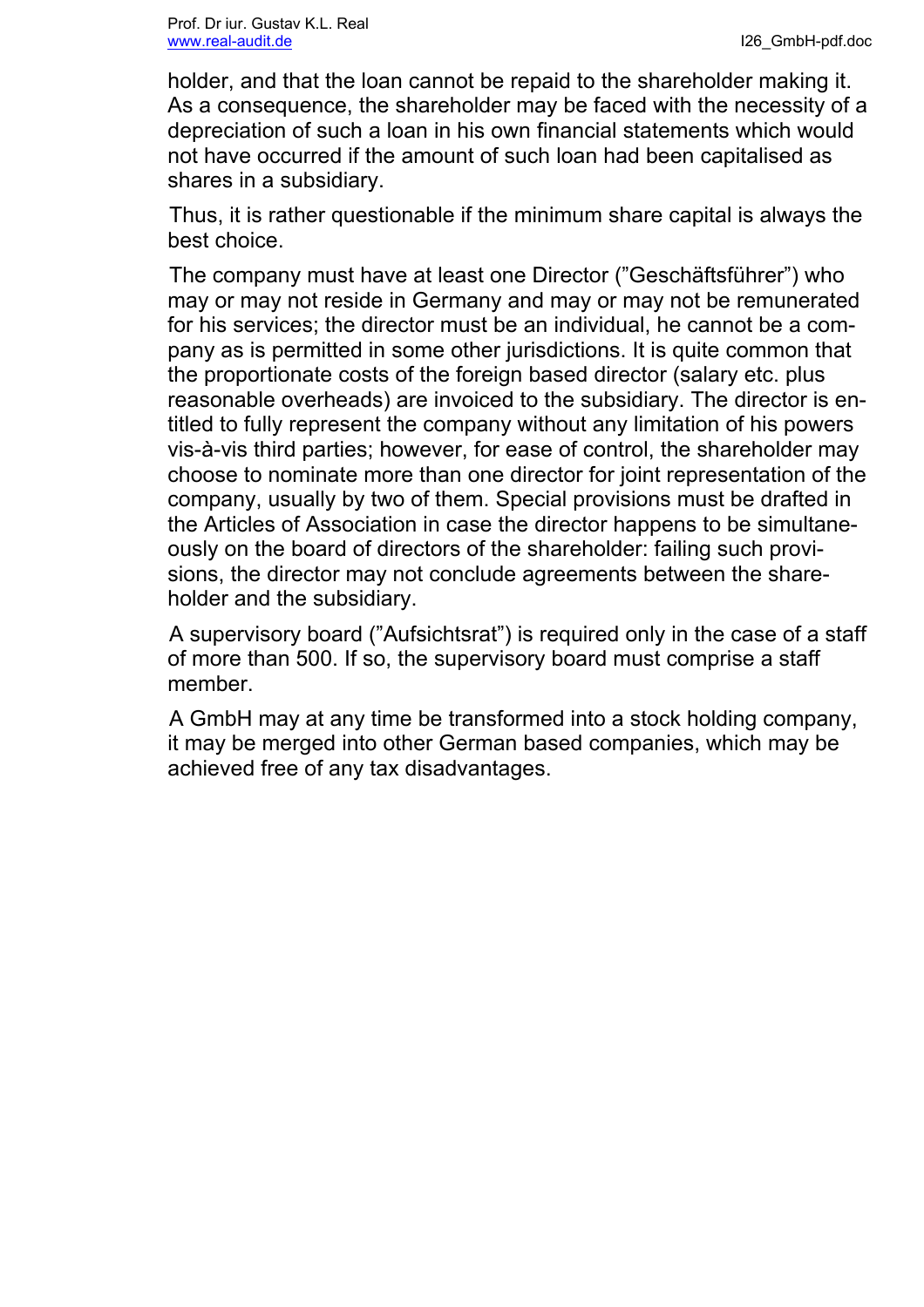holder, and that the loan cannot be repaid to the shareholder making it. As a consequence, the shareholder may be faced with the necessity of a depreciation of such a loan in his own financial statements which would not have occurred if the amount of such loan had been capitalised as shares in a subsidiary.

Thus, it is rather questionable if the minimum share capital is always the best choice.

The company must have at least one Director (”Geschäftsführer”) who may or may not reside in Germany and may or may not be remunerated for his services; the director must be an individual, he cannot be a company as is permitted in some other jurisdictions. It is quite common that the proportionate costs of the foreign based director (salary etc. plus reasonable overheads) are invoiced to the subsidiary. The director is entitled to fully represent the company without any limitation of his powers vis-à-vis third parties; however, for ease of control, the shareholder may choose to nominate more than one director for joint representation of the company, usually by two of them. Special provisions must be drafted in the Articles of Association in case the director happens to be simultaneously on the board of directors of the shareholder: failing such provisions, the director may not conclude agreements between the shareholder and the subsidiary.

A supervisory board (”Aufsichtsrat”) is required only in the case of a staff of more than 500. If so, the supervisory board must comprise a staff member.

A GmbH may at any time be transformed into a stock holding company, it may be merged into other German based companies, which may be achieved free of any tax disadvantages.